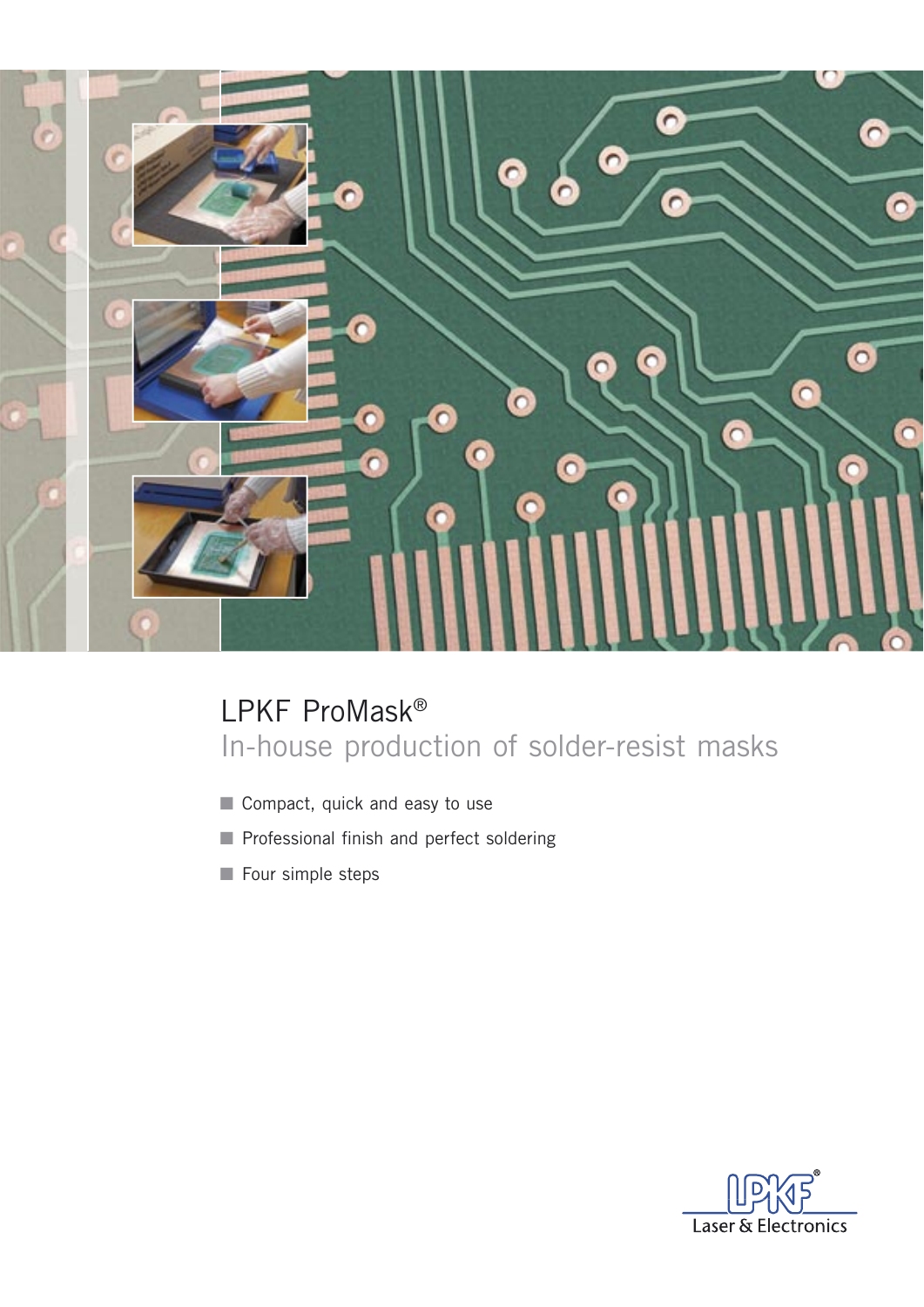# LPKF ProMask®

## In-house production of solder-resist masks

- Compact, quick and easy to use
- Professional finish and perfect soldering
- Four simple steps

LPKF Laser & Electronics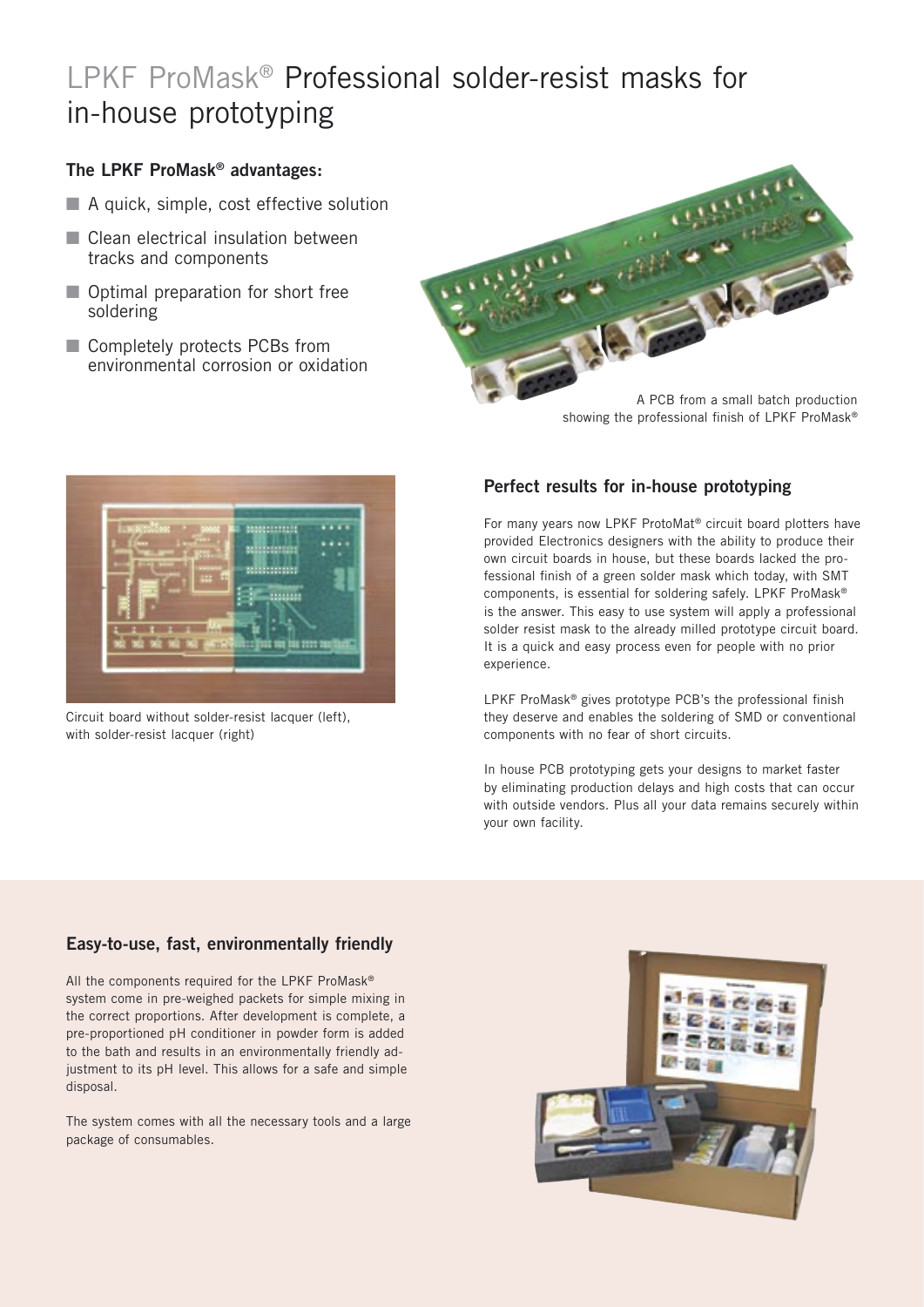# LPKF ProMask® Professional solder-resist masks for in-house prototyping

**The LPKF ProMask® advantages:**

- A quick, simple, cost effective solution
- Clean electrical insulation between tracks and components
- Optimal preparation for short free soldering
- Completely protects PCBs from environmental corrosion or oxidation

A PCB from a small batch production showing the professional finish of LPKF ProMask®

Circuit board without solder-resist lacquer (left), with solder-resist lacquer (right)

## Perfect results for in-house prototyping

For many years now LPKF ProtoMat® circuit board plotters have provided Electronics designers with the ability to produce their own circuit boards in house, but these boards lacked the professional finish of a green solder mask which today, with SMT components, is essential for soldering safely. LPKF ProMask® is the answer. This easy to use system will apply a professional solder resist mask to the already milled prototype circuit board. It is a quick and easy process even for people with no prior experience.

LPKF ProMask® gives prototype PCB's the professional finish they deserve and enables the soldering of SMD or conventional components with no fear of short circuits.

In house PCB prototyping gets your designs to market faster by eliminating production delays and high costs that can occur with outside vendors. Plus all your data remains securely within your own facility.

## Easy-to-use, fast, environmentally friendly

All the components required for the LPKF ProMask® system come in pre-weighed packets for simple mixing in the correct proportions. After development is complete, a pre-proportioned pH conditioner in powder form is added to the bath and results in an environmentally friendly adjustment to its pH level. This allows for a safe and simple disposal.

The system comes with all the necessary tools and a large package of consumables.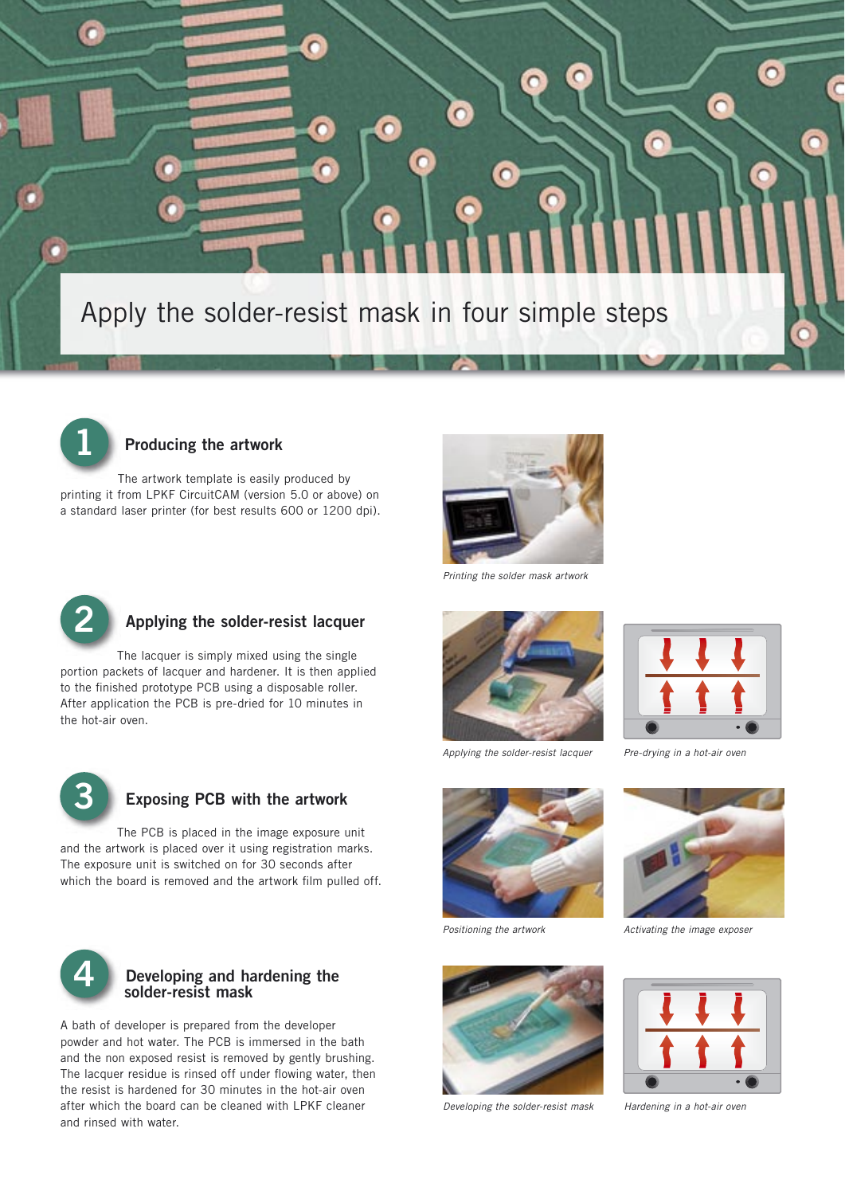# Apply the solder-resist mask in four simple steps

## 1 Producing the artwork

The artwork template is easily produced by printing it from LPKF CircuitCAM (version 5.0 or above) on a standard laser printer (for best results 600 or 1200 dpi).

*Printing the solder mask artwork*

## 2 Applying the solder-resist lacquer

The lacquer is simply mixed using the single portion packets of lacquer and hardener. It is then applied to the finished prototype PCB using a disposable roller. After application the PCB is pre-dried for 10 minutes in the hot-air oven.

*Applying the solder-resist lacquer*

*Pre-drying in a hot-air oven*

## 3 Exposing PCB with the artwork

The PCB is placed in the image exposure unit and the artwork is placed over it using registration marks. The exposure unit is switched on for 30 seconds after which the board is removed and the artwork film pulled off.

*Positioning the artwork*

*Activating the image exposer*

## 4 Developing and hardening the solder-resist mask

A bath of developer is prepared from the developer powder and hot water. The PCB is immersed in the bath and the non exposed resist is removed by gently brushing. The lacquer residue is rinsed off under flowing water, then the resist is hardened for 30 minutes in the hot-air oven after which the board can be cleaned with LPKF cleaner and rinsed with water.

*Developing the solder-resist mask*

*Hardening in a hot-air oven*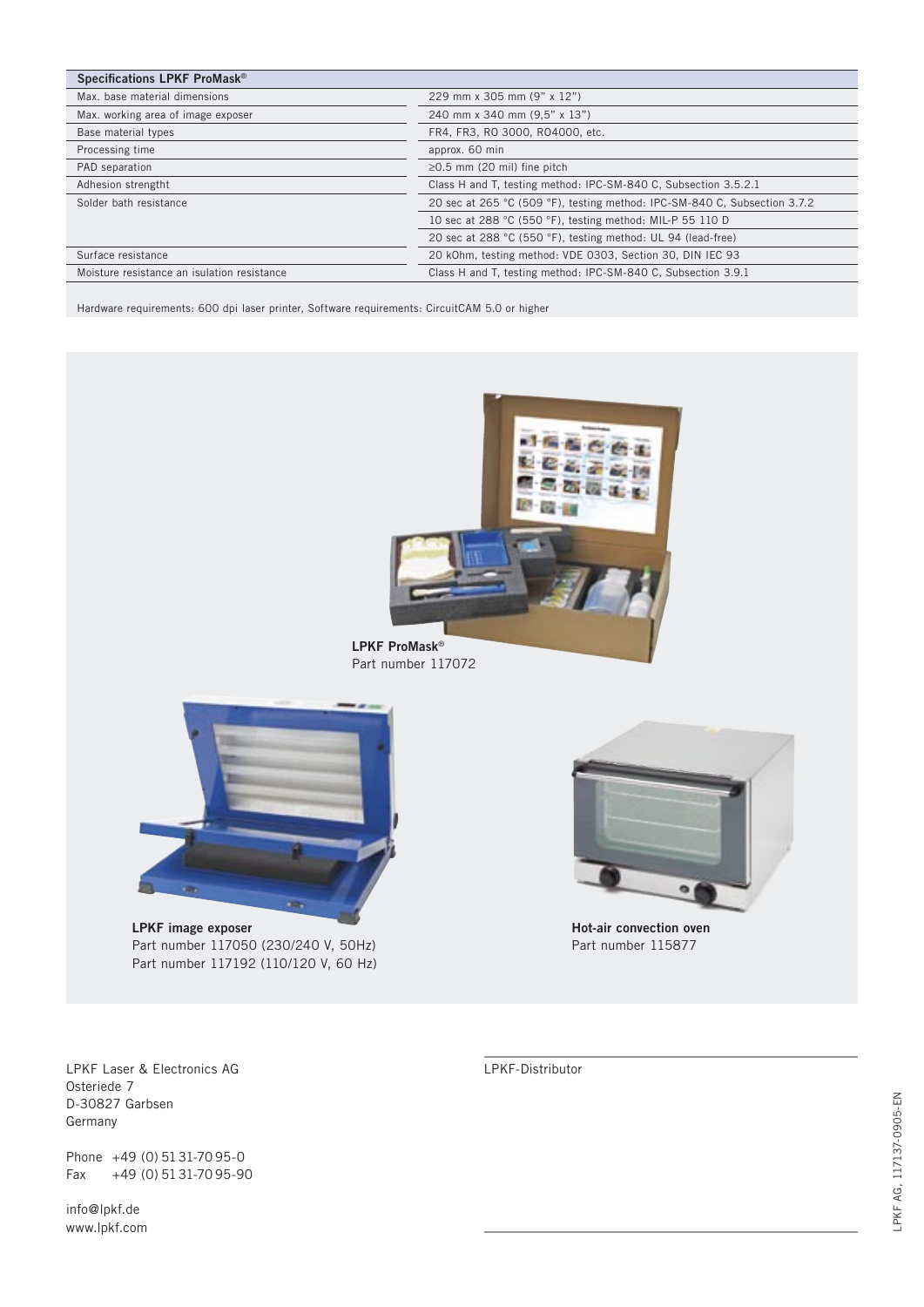| Specifications LPKF ProMask® | |
|---|---|
| Max. base material dimensions | 229 mm x 305 mm (9" x 12") |
| Max. working area of image exposer | 240 mm x 340 mm (9,5" x 13") |
| Base material types | FR4, FR3, RO 3000, RO4000, etc. |
| Processing time | approx. 60 min |
| PAD separation | ≥0.5 mm (20 mil) fine pitch |
| Adhesion strengtht | Class H and T, testing method: IPC-SM-840 C, Subsection 3.5.2.1 |
| Solder bath resistance | 20 sec at 265 °C (509 °F), testing method: IPC-SM-840 C, Subsection 3.7.2 |
| | 10 sec at 288 °C (550 °F), testing method: MIL-P 55 110 D |
| | 20 sec at 288 °C (550 °F), testing method: UL 94 (lead-free) |
| Surface resistance | 20 kOhm, testing method: VDE 0303, Section 30, DIN IEC 93 |
| Moisture resistance an isulation resistance | Class H and T, testing method: IPC-SM-840 C, Subsection 3.9.1 |

Hardware requirements: 600 dpi laser printer, Software requirements: CircuitCAM 5.0 or higher

**LPKF ProMask®**
Part number 117072

**LPKF image exposer**
Part number 117050 (230/240 V, 50Hz)
Part number 117192 (110/120 V, 60 Hz)

**Hot-air convection oven**
Part number 115877

LPKF Laser & Electronics AG
Osteriede 7
D-30827 Garbsen
Germany

Phone +49 (0) 51 31-70 95-0
Fax +49 (0) 51 31-70 95-90

info@lpkf.de
www.lpkf.com

LPKF-Distributor

LPKF AG, 117137-0905-EN